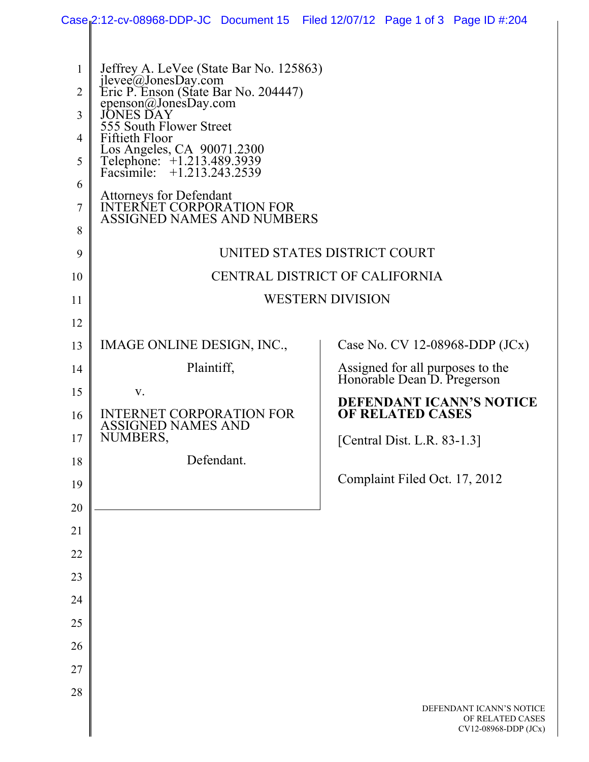Jeffrey A. LeVee (State Bar No. 125863)
jlevee@JonesDay.com
Eric P. Enson (State Bar No. 204447)
epenson@JonesDay.com
JONES DAY
555 South Flower Street
Fiftieth Floor
Los Angeles, CA 90071.2300
Telephone: +1.213.489.3939
Facsimile: +1.213.243.2539

Attorneys for Defendant
INTERNET CORPORATION FOR
ASSIGNED NAMES AND NUMBERS

UNITED STATES DISTRICT COURT

CENTRAL DISTRICT OF CALIFORNIA

WESTERN DIVISION

IMAGE ONLINE DESIGN, INC.,

Plaintiff,

v.

INTERNET CORPORATION FOR ASSIGNED NAMES AND NUMBERS,

Defendant.

Case No. CV 12-08968-DDP (JCx)

Assigned for all purposes to the Honorable Dean D. Pregerson

**DEFENDANT ICANN'S NOTICE OF RELATED CASES**

[Central Dist. L.R. 83-1.3]

Complaint Filed Oct. 17, 2012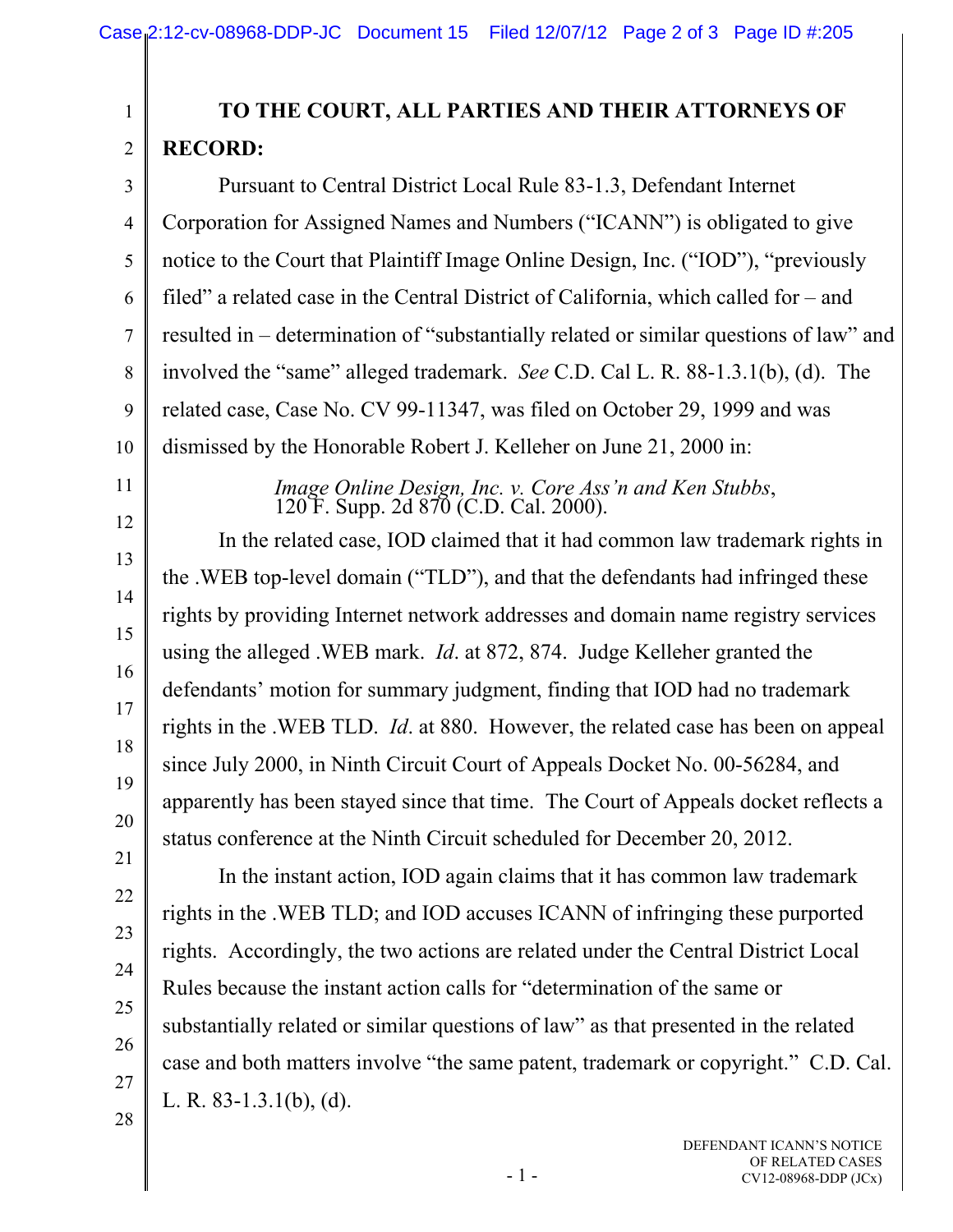**TO THE COURT, ALL PARTIES AND THEIR ATTORNEYS OF RECORD:**

Pursuant to Central District Local Rule 83-1.3, Defendant Internet Corporation for Assigned Names and Numbers ("ICANN") is obligated to give notice to the Court that Plaintiff Image Online Design, Inc. ("IOD"), "previously filed" a related case in the Central District of California, which called for – and resulted in – determination of "substantially related or similar questions of law" and involved the "same" alleged trademark. *See* C.D. Cal L. R. 88-1.3.1(b), (d). The related case, Case No. CV 99-11347, was filed on October 29, 1999 and was dismissed by the Honorable Robert J. Kelleher on June 21, 2000 in:

> *Image Online Design, Inc. v. Core Ass'n and Ken Stubbs*, 120 F. Supp. 2d 870 (C.D. Cal. 2000).

In the related case, IOD claimed that it had common law trademark rights in the .WEB top-level domain ("TLD"), and that the defendants had infringed these rights by providing Internet network addresses and domain name registry services using the alleged .WEB mark. *Id*. at 872, 874. Judge Kelleher granted the defendants' motion for summary judgment, finding that IOD had no trademark rights in the .WEB TLD. *Id*. at 880. However, the related case has been on appeal since July 2000, in Ninth Circuit Court of Appeals Docket No. 00-56284, and apparently has been stayed since that time. The Court of Appeals docket reflects a status conference at the Ninth Circuit scheduled for December 20, 2012.

In the instant action, IOD again claims that it has common law trademark rights in the .WEB TLD; and IOD accuses ICANN of infringing these purported rights. Accordingly, the two actions are related under the Central District Local Rules because the instant action calls for "determination of the same or substantially related or similar questions of law" as that presented in the related case and both matters involve "the same patent, trademark or copyright." C.D. Cal. L. R. 83-1.3.1(b), (d).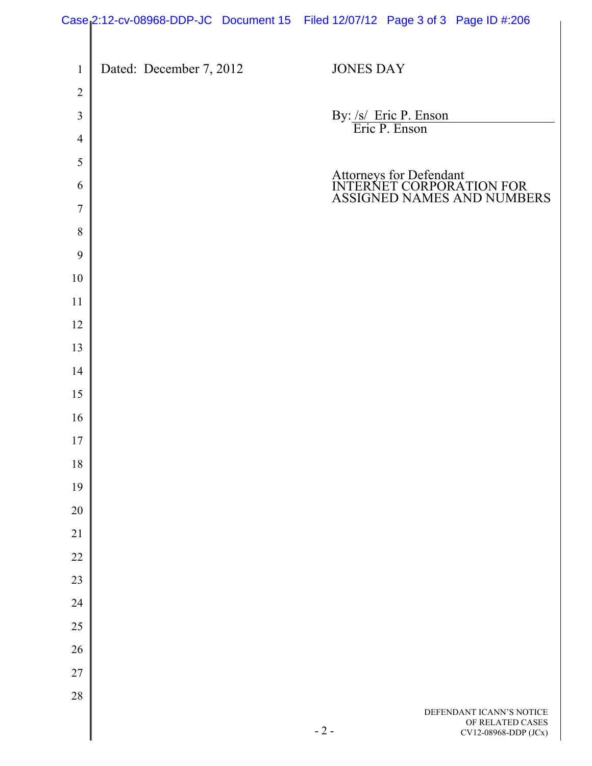Dated: December 7, 2012

JONES DAY

By: /s/ Eric P. Enson
Eric P. Enson

Attorneys for Defendant
INTERNET CORPORATION FOR
ASSIGNED NAMES AND NUMBERS

DEFENDANT ICANN'S NOTICE
OF RELATED CASES
CV12-08968-DDP (JCx)